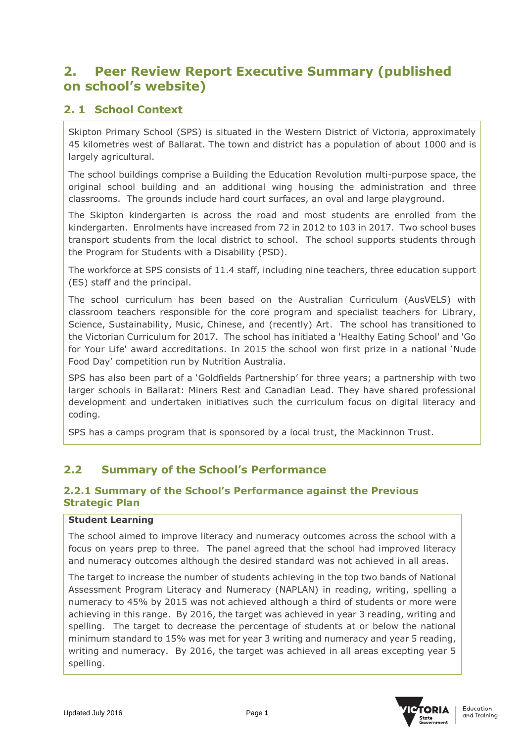# 2. Peer Review Report Executive Summary (published on school's website)

## 2. 1 School Context

Skipton Primary School (SPS) is situated in the Western District of Victoria, approximately 45 kilometres west of Ballarat. The town and district has a population of about 1000 and is largely agricultural.

The school buildings comprise a Building the Education Revolution multi-purpose space, the original school building and an additional wing housing the administration and three classrooms. The grounds include hard court surfaces, an oval and large playground.

The Skipton kindergarten is across the road and most students are enrolled from the kindergarten. Enrolments have increased from 72 in 2012 to 103 in 2017. Two school buses transport students from the local district to school. The school supports students through the Program for Students with a Disability (PSD).

The workforce at SPS consists of 11.4 staff, including nine teachers, three education support (ES) staff and the principal.

The school curriculum has been based on the Australian Curriculum (AusVELS) with classroom teachers responsible for the core program and specialist teachers for Library, Science, Sustainability, Music, Chinese, and (recently) Art. The school has transitioned to the Victorian Curriculum for 2017. The school has initiated a 'Healthy Eating School' and 'Go for Your Life' award accreditations. In 2015 the school won first prize in a national 'Nude Food Day' competition run by Nutrition Australia.

SPS has also been part of a 'Goldfields Partnership' for three years; a partnership with two larger schools in Ballarat: Miners Rest and Canadian Lead. They have shared professional development and undertaken initiatives such the curriculum focus on digital literacy and coding.

SPS has a camps program that is sponsored by a local trust, the Mackinnon Trust.

## 2.2 Summary of the School's Performance

### 2.2.1 Summary of the School's Performance against the Previous Strategic Plan

**Student Learning**

The school aimed to improve literacy and numeracy outcomes across the school with a focus on years prep to three. The panel agreed that the school had improved literacy and numeracy outcomes although the desired standard was not achieved in all areas.

The target to increase the number of students achieving in the top two bands of National Assessment Program Literacy and Numeracy (NAPLAN) in reading, writing, spelling a numeracy to 45% by 2015 was not achieved although a third of students or more were achieving in this range. By 2016, the target was achieved in year 3 reading, writing and spelling. The target to decrease the percentage of students at or below the national minimum standard to 15% was met for year 3 writing and numeracy and year 5 reading, writing and numeracy. By 2016, the target was achieved in all areas excepting year 5 spelling.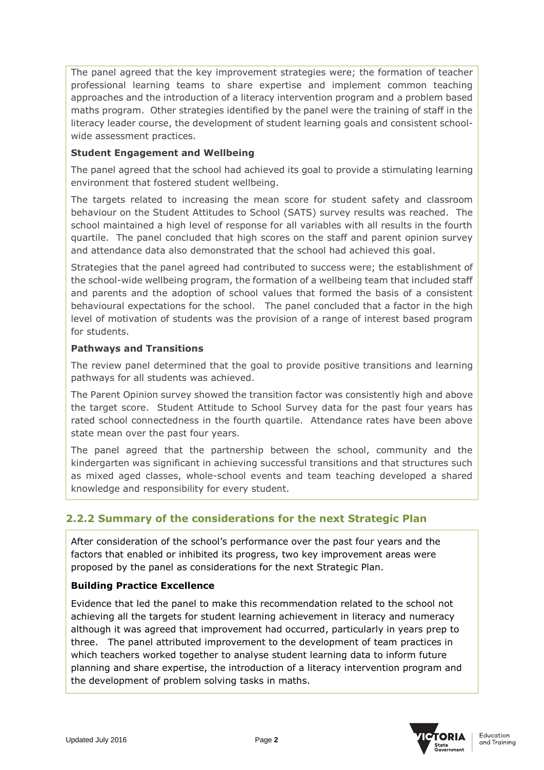The panel agreed that the key improvement strategies were; the formation of teacher professional learning teams to share expertise and implement common teaching approaches and the introduction of a literacy intervention program and a problem based maths program. Other strategies identified by the panel were the training of staff in the literacy leader course, the development of student learning goals and consistent school-wide assessment practices.

**Student Engagement and Wellbeing**

The panel agreed that the school had achieved its goal to provide a stimulating learning environment that fostered student wellbeing.

The targets related to increasing the mean score for student safety and classroom behaviour on the Student Attitudes to School (SATS) survey results was reached. The school maintained a high level of response for all variables with all results in the fourth quartile. The panel concluded that high scores on the staff and parent opinion survey and attendance data also demonstrated that the school had achieved this goal.

Strategies that the panel agreed had contributed to success were; the establishment of the school-wide wellbeing program, the formation of a wellbeing team that included staff and parents and the adoption of school values that formed the basis of a consistent behavioural expectations for the school. The panel concluded that a factor in the high level of motivation of students was the provision of a range of interest based program for students.

**Pathways and Transitions**

The review panel determined that the goal to provide positive transitions and learning pathways for all students was achieved.

The Parent Opinion survey showed the transition factor was consistently high and above the target score. Student Attitude to School Survey data for the past four years has rated school connectedness in the fourth quartile. Attendance rates have been above state mean over the past four years.

The panel agreed that the partnership between the school, community and the kindergarten was significant in achieving successful transitions and that structures such as mixed aged classes, whole-school events and team teaching developed a shared knowledge and responsibility for every student.

## 2.2.2 Summary of the considerations for the next Strategic Plan

After consideration of the school's performance over the past four years and the factors that enabled or inhibited its progress, two key improvement areas were proposed by the panel as considerations for the next Strategic Plan.

**Building Practice Excellence**

Evidence that led the panel to make this recommendation related to the school not achieving all the targets for student learning achievement in literacy and numeracy although it was agreed that improvement had occurred, particularly in years prep to three. The panel attributed improvement to the development of team practices in which teachers worked together to analyse student learning data to inform future planning and share expertise, the introduction of a literacy intervention program and the development of problem solving tasks in maths.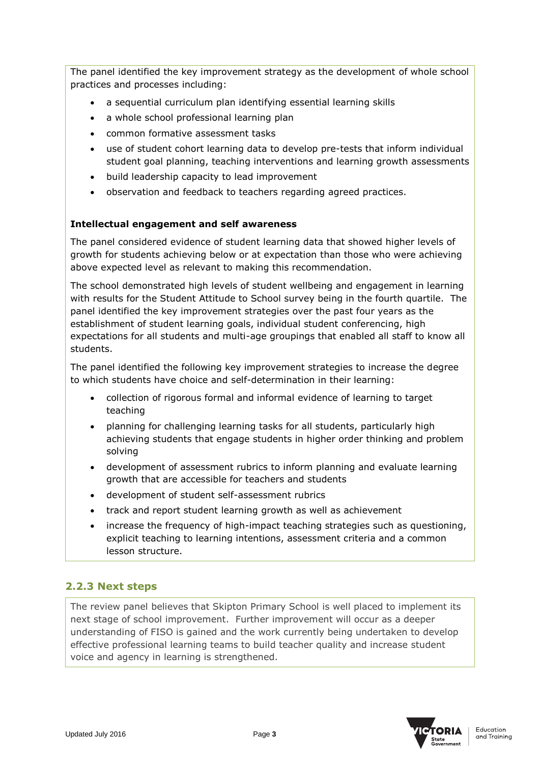The panel identified the key improvement strategy as the development of whole school practices and processes including:

- a sequential curriculum plan identifying essential learning skills
- a whole school professional learning plan
- common formative assessment tasks
- use of student cohort learning data to develop pre-tests that inform individual student goal planning, teaching interventions and learning growth assessments
- build leadership capacity to lead improvement
- observation and feedback to teachers regarding agreed practices.

**Intellectual engagement and self awareness**

The panel considered evidence of student learning data that showed higher levels of growth for students achieving below or at expectation than those who were achieving above expected level as relevant to making this recommendation.

The school demonstrated high levels of student wellbeing and engagement in learning with results for the Student Attitude to School survey being in the fourth quartile. The panel identified the key improvement strategies over the past four years as the establishment of student learning goals, individual student conferencing, high expectations for all students and multi-age groupings that enabled all staff to know all students.

The panel identified the following key improvement strategies to increase the degree to which students have choice and self-determination in their learning:

- collection of rigorous formal and informal evidence of learning to target teaching
- planning for challenging learning tasks for all students, particularly high achieving students that engage students in higher order thinking and problem solving
- development of assessment rubrics to inform planning and evaluate learning growth that are accessible for teachers and students
- development of student self-assessment rubrics
- track and report student learning growth as well as achievement
- increase the frequency of high-impact teaching strategies such as questioning, explicit teaching to learning intentions, assessment criteria and a common lesson structure.

### 2.2.3 Next steps

The review panel believes that Skipton Primary School is well placed to implement its next stage of school improvement. Further improvement will occur as a deeper understanding of FISO is gained and the work currently being undertaken to develop effective professional learning teams to build teacher quality and increase student voice and agency in learning is strengthened.